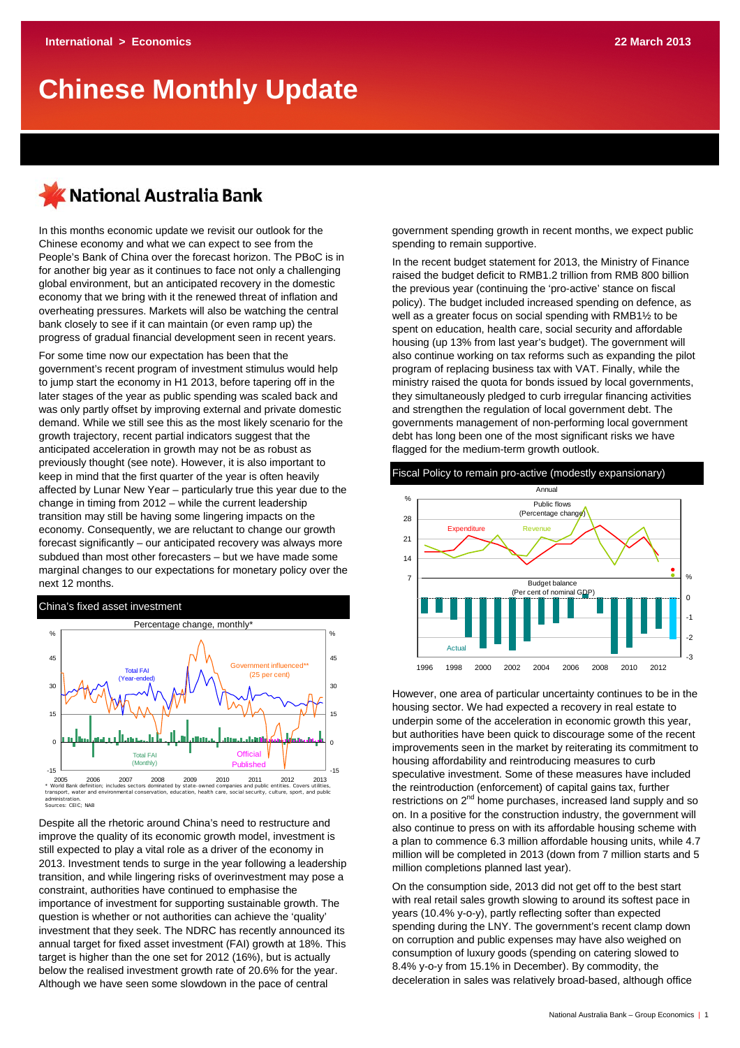International > Economics

22 March 2013

# Chinese Monthly Update

National Australia Bank

In this months economic update we revisit our outlook for the Chinese economy and what we can expect to see from the People's Bank of China over the forecast horizon. The PBoC is in for another big year as it continues to face not only a challenging global environment, but an anticipated recovery in the domestic economy that we bring with it the renewed threat of inflation and overheating pressures. Markets will also be watching the central bank closely to see if it can maintain (or even ramp up) the progress of gradual financial development seen in recent years.

For some time now our expectation has been that the government's recent program of investment stimulus would help to jump start the economy in H1 2013, before tapering off in the later stages of the year as public spending was scaled back and was only partly offset by improving external and private domestic demand. While we still see this as the most likely scenario for the growth trajectory, recent partial indicators suggest that the anticipated acceleration in growth may not be as robust as previously thought (see note). However, it is also important to keep in mind that the first quarter of the year is often heavily affected by Lunar New Year – particularly true this year due to the change in timing from 2012 – while the current leadership transition may still be having some lingering impacts on the economy. Consequently, we are reluctant to change our growth forecast significantly – our anticipated recovery was always more subdued than most other forecasters – but we have made some marginal changes to our expectations for monetary policy over the next 12 months.

**China's fixed asset investment**

Percentage change, monthly*

* World Bank definition; includes sectors dominated by state-owned companies and public entities. Covers utilities, transport, water and environmental conservation, education, health care, social security, culture, sport, and public administration.
Sources: CEIC; NAB

Despite all the rhetoric around China's need to restructure and improve the quality of its economic growth model, investment is still expected to play a vital role as a driver of the economy in 2013. Investment tends to surge in the year following a leadership transition, and while lingering risks of overinvestment may pose a constraint, authorities have continued to emphasise the importance of investment for supporting sustainable growth. The question is whether or not authorities can achieve the 'quality' investment that they seek. The NDRC has recently announced its annual target for fixed asset investment (FAI) growth at 18%. This target is higher than the one set for 2012 (16%), but is actually below the realised investment growth rate of 20.6% for the year. Although we have seen some slowdown in the pace of central government spending growth in recent months, we expect public spending to remain supportive.

In the recent budget statement for 2013, the Ministry of Finance raised the budget deficit to RMB1.2 trillion from RMB 800 billion the previous year (continuing the 'pro-active' stance on fiscal policy). The budget included increased spending on defence, as well as a greater focus on social spending with RMB1½ to be spent on education, health care, social security and affordable housing (up 13% from last year's budget). The government will also continue working on tax reforms such as expanding the pilot program of replacing business tax with VAT. Finally, while the ministry raised the quota for bonds issued by local governments, they simultaneously pledged to curb irregular financing activities and strengthen the regulation of local government debt. The governments management of non-performing local government debt has long been one of the most significant risks we have flagged for the medium-term growth outlook.

**Fiscal Policy to remain pro-active (modestly expansionary)**

Annual

However, one area of particular uncertainty continues to be in the housing sector. We had expected a recovery in real estate to underpin some of the acceleration in economic growth this year, but authorities have been quick to discourage some of the recent improvements seen in the market by reiterating its commitment to housing affordability and reintroducing measures to curb speculative investment. Some of these measures have included the reintroduction (enforcement) of capital gains tax, further restrictions on 2nd home purchases, increased land supply and so on. In a positive for the construction industry, the government will also continue to press on with its affordable housing scheme with a plan to commence 6.3 million affordable housing units, while 4.7 million will be completed in 2013 (down from 7 million starts and 5 million completions planned last year).

On the consumption side, 2013 did not get off to the best start with real retail sales growth slowing to around its softest pace in years (10.4% y-o-y), partly reflecting softer than expected spending during the LNY. The government's recent clamp down on corruption and public expenses may have also weighed on consumption of luxury goods (spending on catering slowed to 8.4% y-o-y from 15.1% in December). By commodity, the deceleration in sales was relatively broad-based, although office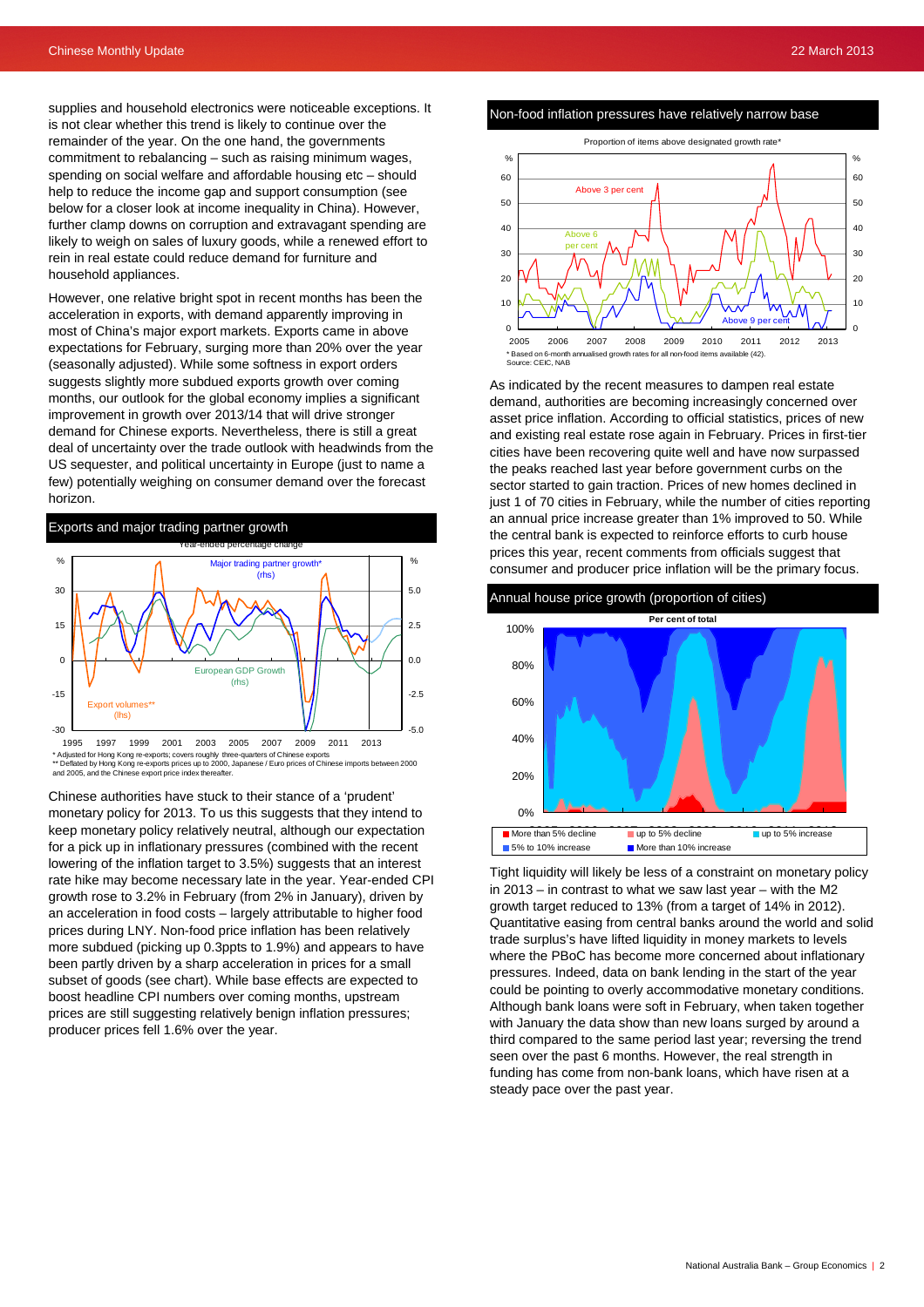supplies and household electronics were noticeable exceptions. It is not clear whether this trend is likely to continue over the remainder of the year. On the one hand, the governments commitment to rebalancing – such as raising minimum wages, spending on social welfare and affordable housing etc – should help to reduce the income gap and support consumption (see below for a closer look at income inequality in China). However, further clamp downs on corruption and extravagant spending are likely to weigh on sales of luxury goods, while a renewed effort to rein in real estate could reduce demand for furniture and household appliances.

However, one relative bright spot in recent months has been the acceleration in exports, with demand apparently improving in most of China's major export markets. Exports came in above expectations for February, surging more than 20% over the year (seasonally adjusted). While some softness in export orders suggests slightly more subdued exports growth over coming months, our outlook for the global economy implies a significant improvement in growth over 2013/14 that will drive stronger demand for Chinese exports. Nevertheless, there is still a great deal of uncertainty over the trade outlook with headwinds from the US sequester, and political uncertainty in Europe (just to name a few) potentially weighing on consumer demand over the forecast horizon.

**Exports and major trading partner growth**

* Adjusted for Hong Kong re-exports; covers roughly three-quarters of Chinese exports
** Deflated by Hong Kong re-exports prices up to 2000, Japanese / Euro prices of Chinese imports between 2000 and 2005, and the Chinese export price index thereafter.

Chinese authorities have stuck to their stance of a 'prudent' monetary policy for 2013. To us this suggests that they intend to keep monetary policy relatively neutral, although our expectation for a pick up in inflationary pressures (combined with the recent lowering of the inflation target to 3.5%) suggests that an interest rate hike may become necessary late in the year. Year-ended CPI growth rose to 3.2% in February (from 2% in January), driven by an acceleration in food costs – largely attributable to higher food prices during LNY. Non-food price inflation has been relatively more subdued (picking up 0.3ppts to 1.9%) and appears to have been partly driven by a sharp acceleration in prices for a small subset of goods (see chart). While base effects are expected to boost headline CPI numbers over coming months, upstream prices are still suggesting relatively benign inflation pressures; producer prices fell 1.6% over the year.

**Non-food inflation pressures have relatively narrow base**

* Based on 6-month annualised growth rates for all non-food items available (42).
Source: CEIC, NAB

As indicated by the recent measures to dampen real estate demand, authorities are becoming increasingly concerned over asset price inflation. According to official statistics, prices of new and existing real estate rose again in February. Prices in first-tier cities have been recovering quite well and have now surpassed the peaks reached last year before government curbs on the sector started to gain traction. Prices of new homes declined in just 1 of 70 cities in February, while the number of cities reporting an annual price increase greater than 1% improved to 50. While the central bank is expected to reinforce efforts to curb house prices this year, recent comments from officials suggest that consumer and producer price inflation will be the primary focus.

**Annual house price growth (proportion of cities)**

Tight liquidity will likely be less of a constraint on monetary policy in 2013 – in contrast to what we saw last year – with the M2 growth target reduced to 13% (from a target of 14% in 2012). Quantitative easing from central banks around the world and solid trade surplus's have lifted liquidity in money markets to levels where the PBoC has become more concerned about inflationary pressures. Indeed, data on bank lending in the start of the year could be pointing to overly accommodative monetary conditions. Although bank loans were soft in February, when taken together with January the data show than new loans surged by around a third compared to the same period last year; reversing the trend seen over the past 6 months. However, the real strength in funding has come from non-bank loans, which have risen at a steady pace over the past year.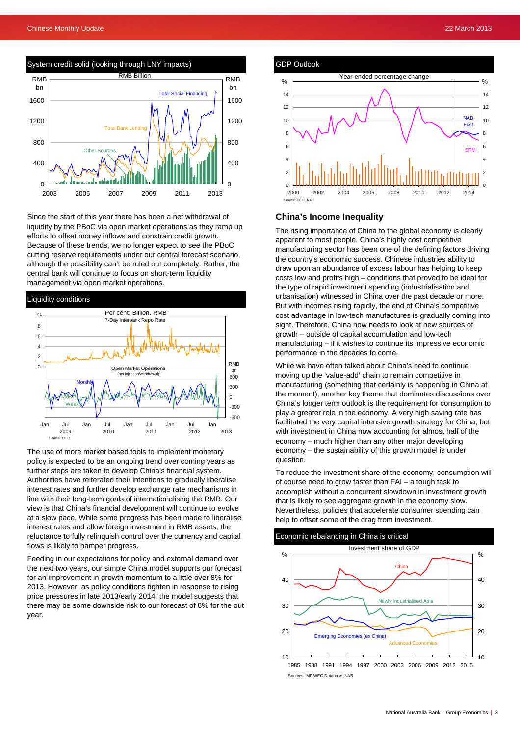**System credit solid (looking through LNY impacts)**

Since the start of this year there has been a net withdrawal of liquidity by the PBoC via open market operations as they ramp up efforts to offset money inflows and constrain credit growth. Because of these trends, we no longer expect to see the PBoC cutting reserve requirements under our central forecast scenario, although the possibility can't be ruled out completely. Rather, the central bank will continue to focus on short-term liquidity management via open market operations.

**Liquidity conditions**

The use of more market based tools to implement monetary policy is expected to be an ongoing trend over coming years as further steps are taken to develop China's financial system. Authorities have reiterated their intentions to gradually liberalise interest rates and further develop exchange rate mechanisms in line with their long-term goals of internationalising the RMB. Our view is that China's financial development will continue to evolve at a slow pace. While some progress has been made to liberalise interest rates and allow foreign investment in RMB assets, the reluctance to fully relinquish control over the currency and capital flows is likely to hamper progress.

Feeding in our expectations for policy and external demand over the next two years, our simple China model supports our forecast for an improvement in growth momentum to a little over 8% for 2013. However, as policy conditions tighten in response to rising price pressures in late 2013/early 2014, the model suggests that there may be some downside risk to our forecast of 8% for the out year.

**GDP Outlook**

## China's Income Inequality

The rising importance of China to the global economy is clearly apparent to most people. China's highly cost competitive manufacturing sector has been one of the defining factors driving the country's economic success. Chinese industries ability to draw upon an abundance of excess labour has helping to keep costs low and profits high – conditions that proved to be ideal for the type of rapid investment spending (industrialisation and urbanisation) witnessed in China over the past decade or more. But with incomes rising rapidly, the end of China's competitive cost advantage in low-tech manufactures is gradually coming into sight. Therefore, China now needs to look at new sources of growth – outside of capital accumulation and low-tech manufacturing – if it wishes to continue its impressive economic performance in the decades to come.

While we have often talked about China's need to continue moving up the 'value-add' chain to remain competitive in manufacturing (something that certainly is happening in China at the moment), another key theme that dominates discussions over China's longer term outlook is the requirement for consumption to play a greater role in the economy. A very high saving rate has facilitated the very capital intensive growth strategy for China, but with investment in China now accounting for almost half of the economy – much higher than any other major developing economy – the sustainability of this growth model is under question.

To reduce the investment share of the economy, consumption will of course need to grow faster than FAI – a tough task to accomplish without a concurrent slowdown in investment growth that is likely to see aggregate growth in the economy slow. Nevertheless, policies that accelerate consumer spending can help to offset some of the drag from investment.

**Economic rebalancing in China is critical**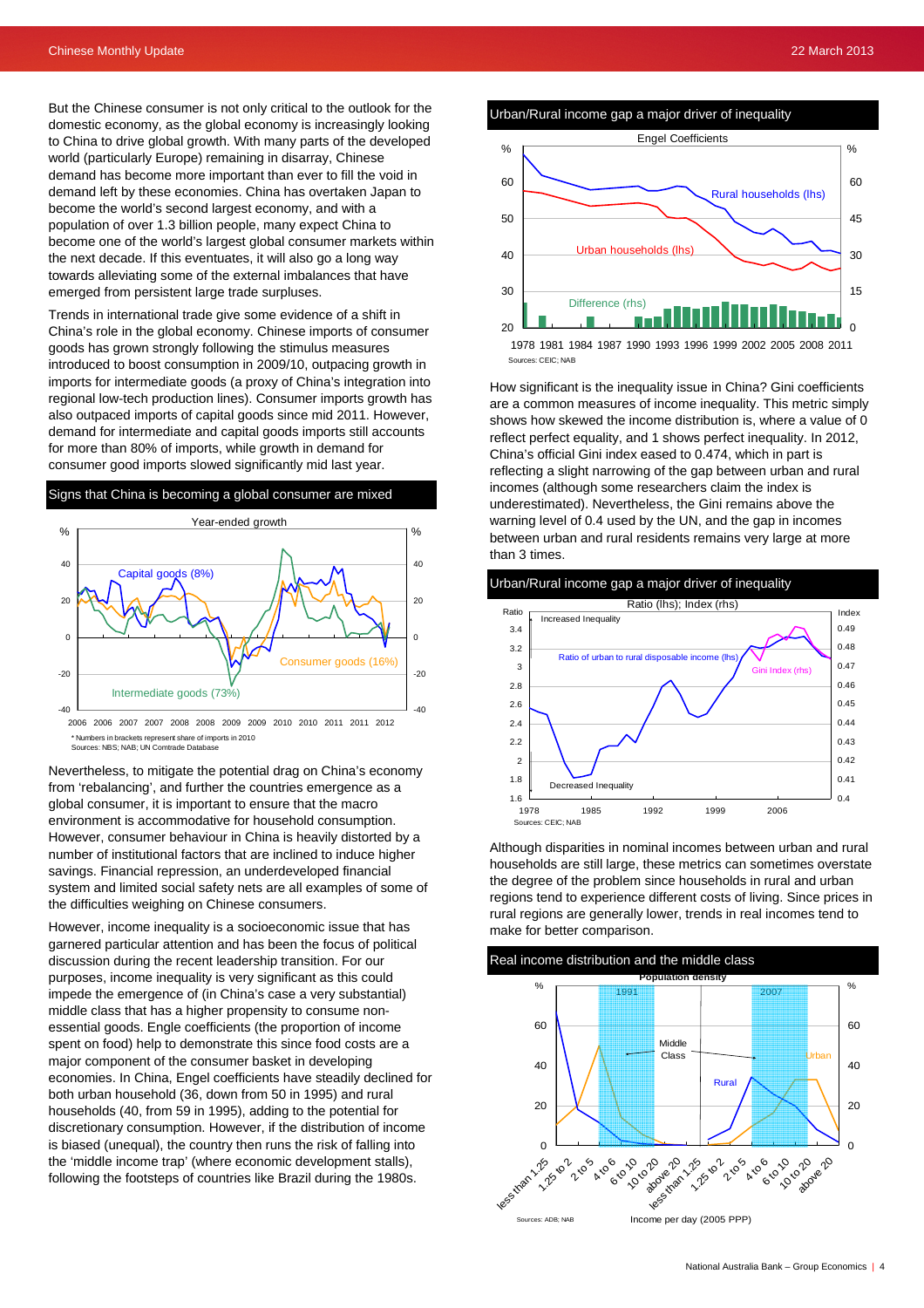But the Chinese consumer is not only critical to the outlook for the domestic economy, as the global economy is increasingly looking to China to drive global growth. With many parts of the developed world (particularly Europe) remaining in disarray, Chinese demand has become more important than ever to fill the void in demand left by these economies. China has overtaken Japan to become the world's second largest economy, and with a population of over 1.3 billion people, many expect China to become one of the world's largest global consumer markets within the next decade. If this eventuates, it will also go a long way towards alleviating some of the external imbalances that have emerged from persistent large trade surpluses.

Trends in international trade give some evidence of a shift in China's role in the global economy. Chinese imports of consumer goods has grown strongly following the stimulus measures introduced to boost consumption in 2009/10, outpacing growth in imports for intermediate goods (a proxy of China's integration into regional low-tech production lines). Consumer imports growth has also outpaced imports of capital goods since mid 2011. However, demand for intermediate and capital goods imports still accounts for more than 80% of imports, while growth in demand for consumer good imports slowed significantly mid last year.

**Signs that China is becoming a global consumer are mixed**

Year-ended growth

\* Numbers in brackets represent share of imports in 2010
Sources: NBS; NAB; UN Comtrade Database

Nevertheless, to mitigate the potential drag on China's economy from 'rebalancing', and further the countries emergence as a global consumer, it is important to ensure that the macro environment is accommodative for household consumption. However, consumer behaviour in China is heavily distorted by a number of institutional factors that are inclined to induce higher savings. Financial repression, an underdeveloped financial system and limited social safety nets are all examples of some of the difficulties weighing on Chinese consumers.

However, income inequality is a socioeconomic issue that has garnered particular attention and has been the focus of political discussion during the recent leadership transition. For our purposes, income inequality is very significant as this could impede the emergence of (in China's case a very substantial) middle class that has a higher propensity to consume non-essential goods. Engle coefficients (the proportion of income spent on food) help to demonstrate this since food costs are a major component of the consumer basket in developing economies. In China, Engel coefficients have steadily declined for both urban household (36, down from 50 in 1995) and rural households (40, from 59 in 1995), adding to the potential for discretionary consumption. However, if the distribution of income is biased (unequal), the country then runs the risk of falling into the 'middle income trap' (where economic development stalls), following the footsteps of countries like Brazil during the 1980s.

**Urban/Rural income gap a major driver of inequality**

Engel Coefficients

Sources: CEIC; NAB

How significant is the inequality issue in China? Gini coefficients are a common measures of income inequality. This metric simply shows how skewed the income distribution is, where a value of 0 reflect perfect equality, and 1 shows perfect inequality. In 2012, China's official Gini index eased to 0.474, which in part is reflecting a slight narrowing of the gap between urban and rural incomes (although some researchers claim the index is underestimated). Nevertheless, the Gini remains above the warning level of 0.4 used by the UN, and the gap in incomes between urban and rural residents remains very large at more than 3 times.

**Urban/Rural income gap a major driver of inequality**

Ratio (lhs); Index (rhs)

Sources: CEIC; NAB

Although disparities in nominal incomes between urban and rural households are still large, these metrics can sometimes overstate the degree of the problem since households in rural and urban regions tend to experience different costs of living. Since prices in rural regions are generally lower, trends in real incomes tend to make for better comparison.

**Real income distribution and the middle class**

Population density

Income per day (2005 PPP)

Sources: ADB; NAB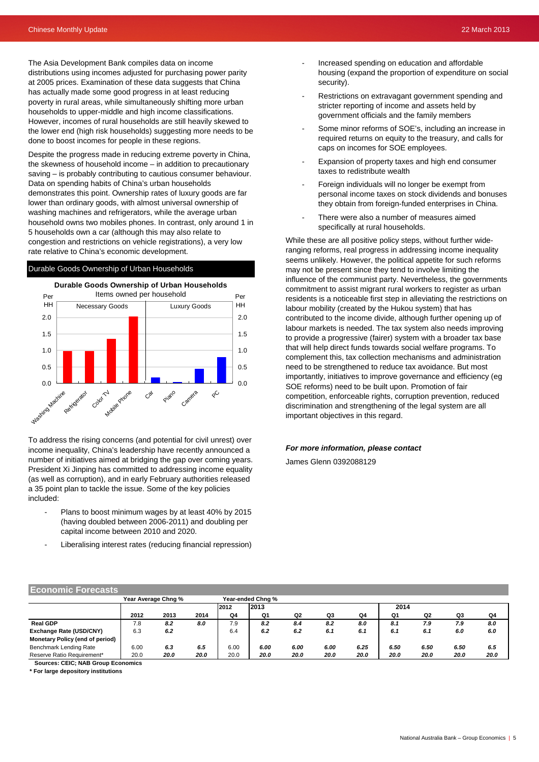The Asia Development Bank compiles data on income distributions using incomes adjusted for purchasing power parity at 2005 prices. Examination of these data suggests that China has actually made some good progress in at least reducing poverty in rural areas, while simultaneously shifting more urban households to upper-middle and high income classifications. However, incomes of rural households are still heavily skewed to the lower end (high risk households) suggesting more needs to be done to boost incomes for people in these regions.

Despite the progress made in reducing extreme poverty in China, the skewness of household income – in addition to precautionary saving – is probably contributing to cautious consumer behaviour. Data on spending habits of China's urban households demonstrates this point. Ownership rates of luxury goods are far lower than ordinary goods, with almost universal ownership of washing machines and refrigerators, while the average urban household owns two mobiles phones. In contrast, only around 1 in 5 households own a car (although this may also relate to congestion and restrictions on vehicle registrations), a very low rate relative to China's economic development.

**Durable Goods Ownership of Urban Households**

To address the rising concerns (and potential for civil unrest) over income inequality, China's leadership have recently announced a number of initiatives aimed at bridging the gap over coming years. President Xi Jinping has committed to addressing income equality (as well as corruption), and in early February authorities released a 35 point plan to tackle the issue. Some of the key policies included:

- Plans to boost minimum wages by at least 40% by 2015 (having doubled between 2006-2011) and doubling per capital income between 2010 and 2020.
- Liberalising interest rates (reducing financial repression)
- Increased spending on education and affordable housing (expand the proportion of expenditure on social security).
- Restrictions on extravagant government spending and stricter reporting of income and assets held by government officials and the family members
- Some minor reforms of SOE's, including an increase in required returns on equity to the treasury, and calls for caps on incomes for SOE employees.
- Expansion of property taxes and high end consumer taxes to redistribute wealth
- Foreign individuals will no longer be exempt from personal income taxes on stock dividends and bonuses they obtain from foreign-funded enterprises in China.
- There were also a number of measures aimed specifically at rural households.

While these are all positive policy steps, without further wide-ranging reforms, real progress in addressing income inequality seems unlikely. However, the political appetite for such reforms may not be present since they tend to involve limiting the influence of the communist party. Nevertheless, the governments commitment to assist migrant rural workers to register as urban residents is a noticeable first step in alleviating the restrictions on labour mobility (created by the Hukou system) that has contributed to the income divide, although further opening up of labour markets is needed. The tax system also needs improving to provide a progressive (fairer) system with a broader tax base that will help direct funds towards social welfare programs. To complement this, tax collection mechanisms and administration need to be strengthened to reduce tax avoidance. But most importantly, initiatives to improve governance and efficiency (eg SOE reforms) need to be built upon. Promotion of fair competition, enforceable rights, corruption prevention, reduced discrimination and strengthening of the legal system are all important objectives in this regard.

***For more information, please contact***

James Glenn 0392088129

## Economic Forecasts

| | Year Average Chng % | | | Year-ended Chng % | | | | | | | | |
|---|---|---|---|---|---|---|---|---|---|---|---|---|
| | | | | 2012 | 2013 | | | | 2014 | | | |
| | 2012 | 2013 | 2014 | Q4 | Q1 | Q2 | Q3 | Q4 | Q1 | Q2 | Q3 | Q4 |
| **Real GDP** | 7.8 | *8.2* | *8.0* | 7.9 | *8.2* | *8.4* | *8.2* | *8.0* | *8.1* | *7.9* | *7.9* | *8.0* |
| **Exchange Rate (USD/CNY)** | 6.3 | *6.2* | | 6.4 | *6.2* | *6.2* | *6.1* | *6.1* | *6.1* | *6.1* | *6.0* | *6.0* |
| **Monetary Policy (end of period)** | | | | | | | | | | | | |
| Benchmark Lending Rate | 6.00 | *6.3* | *6.5* | 6.00 | *6.00* | *6.00* | *6.00* | *6.25* | *6.50* | *6.50* | *6.50* | *6.5* |
| Reserve Ratio Requirement* | 20.0 | *20.0* | *20.0* | 20.0 | *20.0* | *20.0* | *20.0* | *20.0* | *20.0* | *20.0* | *20.0* | *20.0* |

**Sources: CEIC; NAB Group Economics**

**\* For large depository institutions**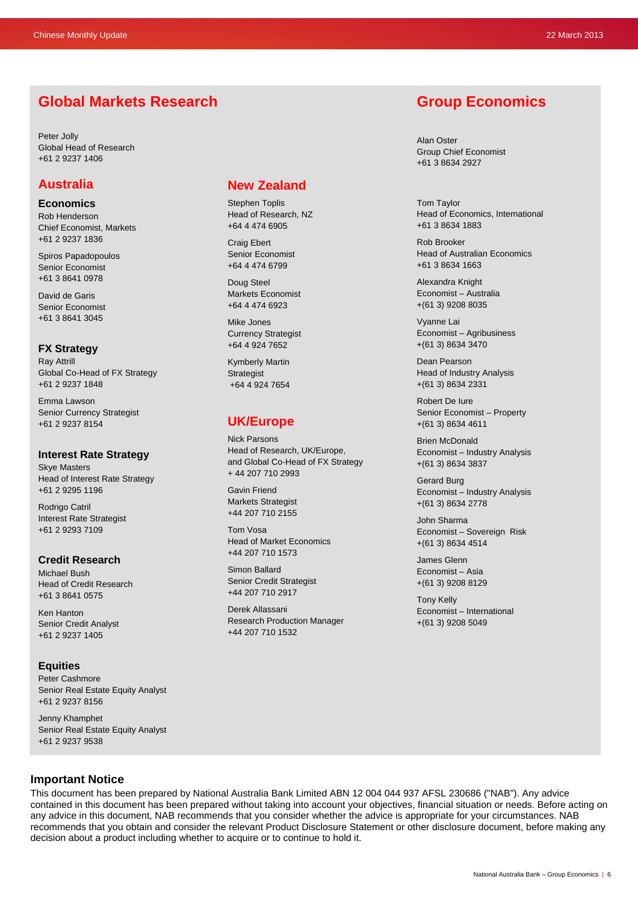## Global Markets Research

Peter Jolly
Global Head of Research
+61 2 9237 1406

### Australia

#### Economics

Rob Henderson
Chief Economist, Markets
+61 2 9237 1836

Spiros Papadopoulos
Senior Economist
+61 3 8641 0978

David de Garis
Senior Economist
+61 3 8641 3045

#### FX Strategy

Ray Attrill
Global Co-Head of FX Strategy
+61 2 9237 1848

Emma Lawson
Senior Currency Strategist
+61 2 9237 8154

#### Interest Rate Strategy

Skye Masters
Head of Interest Rate Strategy
+61 2 9295 1196

Rodrigo Catril
Interest Rate Strategist
+61 2 9293 7109

#### Credit Research

Michael Bush
Head of Credit Research
+61 3 8641 0575

Ken Hanton
Senior Credit Analyst
+61 2 9237 1405

#### Equities

Peter Cashmore
Senior Real Estate Equity Analyst
+61 2 9237 8156

Jenny Khamphet
Senior Real Estate Equity Analyst
+61 2 9237 9538

### New Zealand

Stephen Toplis
Head of Research, NZ
+64 4 474 6905

Craig Ebert
Senior Economist
+64 4 474 6799

Doug Steel
Markets Economist
+64 4 474 6923

Mike Jones
Currency Strategist
+64 4 924 7652

Kymberly Martin
Strategist
+64 4 924 7654

### UK/Europe

Nick Parsons
Head of Research, UK/Europe,
and Global Co-Head of FX Strategy
+ 44 207 710 2993

Gavin Friend
Markets Strategist
+44 207 710 2155

Tom Vosa
Head of Market Economics
+44 207 710 1573

Simon Ballard
Senior Credit Strategist
+44 207 710 2917

Derek Allassani
Research Production Manager
+44 207 710 1532

## Group Economics

Alan Oster
Group Chief Economist
+61 3 8634 2927

Tom Taylor
Head of Economics, International
+61 3 8634 1883

Rob Brooker
Head of Australian Economics
+61 3 8634 1663

Alexandra Knight
Economist – Australia
+(61 3) 9208 8035

Vyanne Lai
Economist – Agribusiness
+(61 3) 8634 3470

Dean Pearson
Head of Industry Analysis
+(61 3) 8634 2331

Robert De Iure
Senior Economist – Property
+(61 3) 8634 4611

Brien McDonald
Economist – Industry Analysis
+(61 3) 8634 3837

Gerard Burg
Economist – Industry Analysis
+(61 3) 8634 2778

John Sharma
Economist – Sovereign Risk
+(61 3) 8634 4514

James Glenn
Economist – Asia
+(61 3) 9208 8129

Tony Kelly
Economist – International
+(61 3) 9208 5049

### Important Notice

This document has been prepared by National Australia Bank Limited ABN 12 004 044 937 AFSL 230686 ("NAB"). Any advice contained in this document has been prepared without taking into account your objectives, financial situation or needs. Before acting on any advice in this document, NAB recommends that you consider whether the advice is appropriate for your circumstances. NAB recommends that you obtain and consider the relevant Product Disclosure Statement or other disclosure document, before making any decision about a product including whether to acquire or to continue to hold it.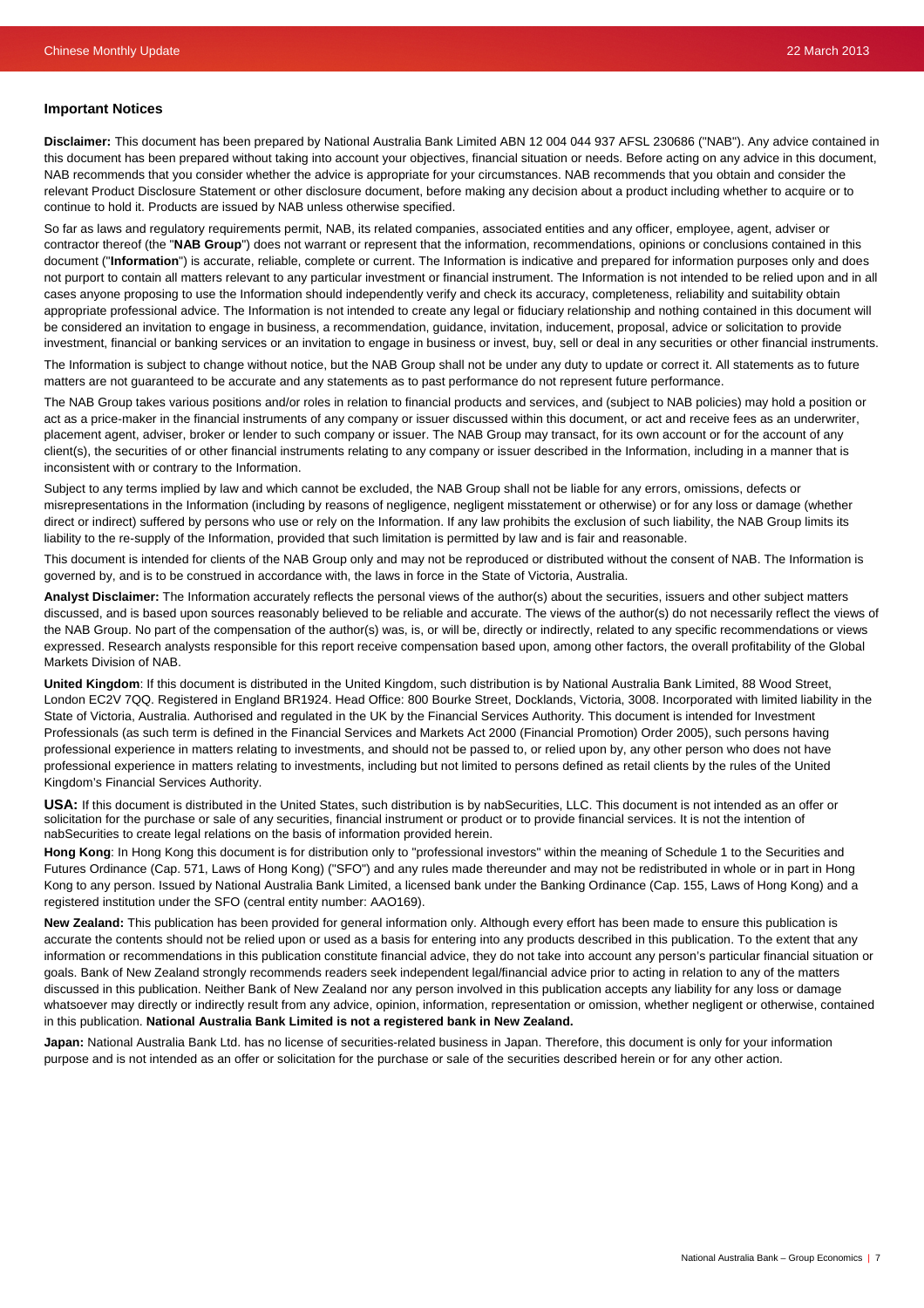## Important Notices

**Disclaimer:** This document has been prepared by National Australia Bank Limited ABN 12 004 044 937 AFSL 230686 ("NAB"). Any advice contained in this document has been prepared without taking into account your objectives, financial situation or needs. Before acting on any advice in this document, NAB recommends that you consider whether the advice is appropriate for your circumstances. NAB recommends that you obtain and consider the relevant Product Disclosure Statement or other disclosure document, before making any decision about a product including whether to acquire or to continue to hold it. Products are issued by NAB unless otherwise specified.

So far as laws and regulatory requirements permit, NAB, its related companies, associated entities and any officer, employee, agent, adviser or contractor thereof (the "**NAB Group**") does not warrant or represent that the information, recommendations, opinions or conclusions contained in this document ("**Information**") is accurate, reliable, complete or current. The Information is indicative and prepared for information purposes only and does not purport to contain all matters relevant to any particular investment or financial instrument. The Information is not intended to be relied upon and in all cases anyone proposing to use the Information should independently verify and check its accuracy, completeness, reliability and suitability obtain appropriate professional advice. The Information is not intended to create any legal or fiduciary relationship and nothing contained in this document will be considered an invitation to engage in business, a recommendation, guidance, invitation, inducement, proposal, advice or solicitation to provide investment, financial or banking services or an invitation to engage in business or invest, buy, sell or deal in any securities or other financial instruments.

The Information is subject to change without notice, but the NAB Group shall not be under any duty to update or correct it. All statements as to future matters are not guaranteed to be accurate and any statements as to past performance do not represent future performance.

The NAB Group takes various positions and/or roles in relation to financial products and services, and (subject to NAB policies) may hold a position or act as a price-maker in the financial instruments of any company or issuer discussed within this document, or act and receive fees as an underwriter, placement agent, adviser, broker or lender to such company or issuer. The NAB Group may transact, for its own account or for the account of any client(s), the securities of or other financial instruments relating to any company or issuer described in the Information, including in a manner that is inconsistent with or contrary to the Information.

Subject to any terms implied by law and which cannot be excluded, the NAB Group shall not be liable for any errors, omissions, defects or misrepresentations in the Information (including by reasons of negligence, negligent misstatement or otherwise) or for any loss or damage (whether direct or indirect) suffered by persons who use or rely on the Information. If any law prohibits the exclusion of such liability, the NAB Group limits its liability to the re-supply of the Information, provided that such limitation is permitted by law and is fair and reasonable.

This document is intended for clients of the NAB Group only and may not be reproduced or distributed without the consent of NAB. The Information is governed by, and is to be construed in accordance with, the laws in force in the State of Victoria, Australia.

**Analyst Disclaimer:** The Information accurately reflects the personal views of the author(s) about the securities, issuers and other subject matters discussed, and is based upon sources reasonably believed to be reliable and accurate. The views of the author(s) do not necessarily reflect the views of the NAB Group. No part of the compensation of the author(s) was, is, or will be, directly or indirectly, related to any specific recommendations or views expressed. Research analysts responsible for this report receive compensation based upon, among other factors, the overall profitability of the Global Markets Division of NAB.

**United Kingdom**: If this document is distributed in the United Kingdom, such distribution is by National Australia Bank Limited, 88 Wood Street, London EC2V 7QQ. Registered in England BR1924. Head Office: 800 Bourke Street, Docklands, Victoria, 3008. Incorporated with limited liability in the State of Victoria, Australia. Authorised and regulated in the UK by the Financial Services Authority. This document is intended for Investment Professionals (as such term is defined in the Financial Services and Markets Act 2000 (Financial Promotion) Order 2005), such persons having professional experience in matters relating to investments, and should not be passed to, or relied upon by, any other person who does not have professional experience in matters relating to investments, including but not limited to persons defined as retail clients by the rules of the United Kingdom's Financial Services Authority.

**USA:** If this document is distributed in the United States, such distribution is by nabSecurities, LLC. This document is not intended as an offer or solicitation for the purchase or sale of any securities, financial instrument or product or to provide financial services. It is not the intention of nabSecurities to create legal relations on the basis of information provided herein.

**Hong Kong**: In Hong Kong this document is for distribution only to "professional investors" within the meaning of Schedule 1 to the Securities and Futures Ordinance (Cap. 571, Laws of Hong Kong) ("SFO") and any rules made thereunder and may not be redistributed in whole or in part in Hong Kong to any person. Issued by National Australia Bank Limited, a licensed bank under the Banking Ordinance (Cap. 155, Laws of Hong Kong) and a registered institution under the SFO (central entity number: AAO169).

**New Zealand:** This publication has been provided for general information only. Although every effort has been made to ensure this publication is accurate the contents should not be relied upon or used as a basis for entering into any products described in this publication. To the extent that any information or recommendations in this publication constitute financial advice, they do not take into account any person's particular financial situation or goals. Bank of New Zealand strongly recommends readers seek independent legal/financial advice prior to acting in relation to any of the matters discussed in this publication. Neither Bank of New Zealand nor any person involved in this publication accepts any liability for any loss or damage whatsoever may directly or indirectly result from any advice, opinion, information, representation or omission, whether negligent or otherwise, contained in this publication. **National Australia Bank Limited is not a registered bank in New Zealand.**

**Japan:** National Australia Bank Ltd. has no license of securities-related business in Japan. Therefore, this document is only for your information purpose and is not intended as an offer or solicitation for the purchase or sale of the securities described herein or for any other action.